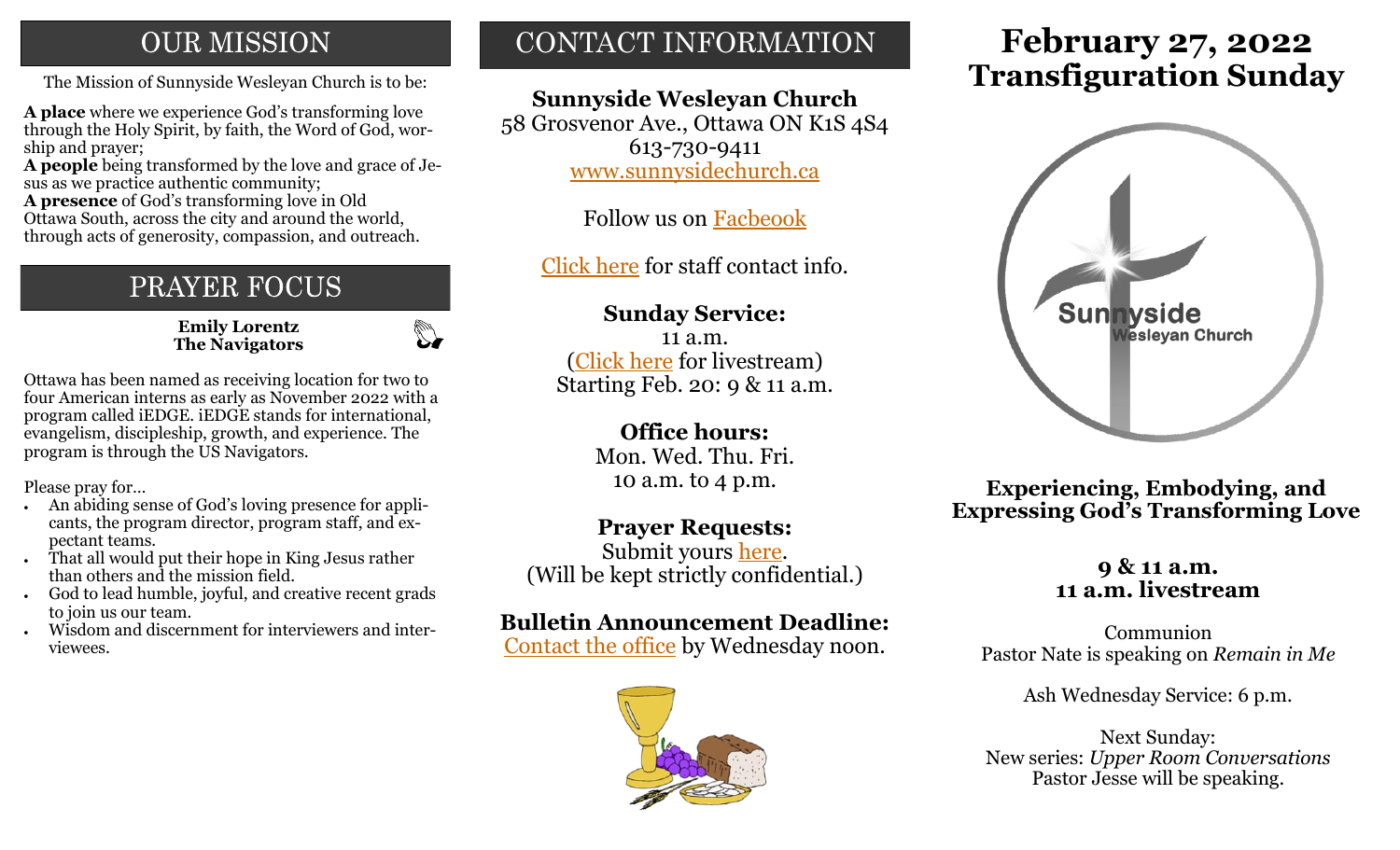## OUR MISSION

The Mission of Sunnyside Wesleyan Church is to be:

**A place** where we experience God's transforming love through the Holy Spirit, by faith, the Word of God, worship and prayer;
**A people** being transformed by the love and grace of Jesus as we practice authentic community;
**A presence** of God's transforming love in Old Ottawa South, across the city and around the world, through acts of generosity, compassion, and outreach.

## PRAYER FOCUS

**Emily Lorentz**
**The Navigators**

Ottawa has been named as receiving location for two to four American interns as early as November 2022 with a program called iEDGE. iEDGE stands for international, evangelism, discipleship, growth, and experience. The program is through the US Navigators.

Please pray for…

- An abiding sense of God's loving presence for applicants, the program director, program staff, and expectant teams.
- That all would put their hope in King Jesus rather than others and the mission field.
- God to lead humble, joyful, and creative recent grads to join us our team.
- Wisdom and discernment for interviewers and interviewees.

## CONTACT INFORMATION

**Sunnyside Wesleyan Church**
58 Grosvenor Ave., Ottawa ON K1S 4S4
613-730-9411
www.sunnysidechurch.ca

Follow us on Facbeook

Click here for staff contact info.

**Sunday Service:**
11 a.m.
(Click here for livestream)
Starting Feb. 20: 9 & 11 a.m.

**Office hours:**
Mon. Wed. Thu. Fri.
10 a.m. to 4 p.m.

**Prayer Requests:**
Submit yours here.
(Will be kept strictly confidential.)

**Bulletin Announcement Deadline:**
Contact the office by Wednesday noon.

# February 27, 2022 Transfiguration Sunday

Sunnyside Wesleyan Church

**Experiencing, Embodying, and Expressing God's Transforming Love**

**9 & 11 a.m.**
**11 a.m. livestream**

Communion
Pastor Nate is speaking on *Remain in Me*

Ash Wednesday Service: 6 p.m.

Next Sunday:
New series: *Upper Room Conversations*
Pastor Jesse will be speaking.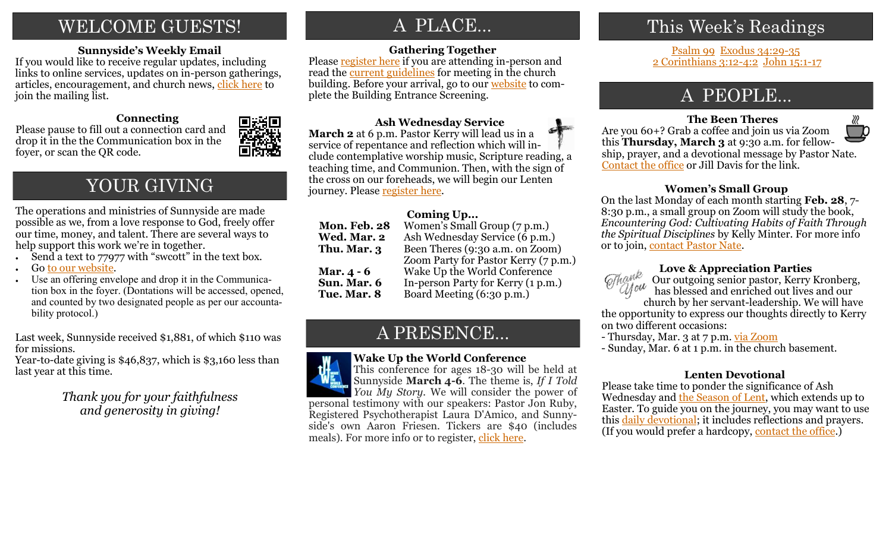# WELCOME GUESTS!

### Sunnyside's Weekly Email

If you would like to receive regular updates, including links to online services, updates on in-person gatherings, articles, encouragement, and church news, click here to join the mailing list.

### Connecting

Please pause to fill out a connection card and drop it in the the Communication box in the foyer, or scan the QR code.

# YOUR GIVING

The operations and ministries of Sunnyside are made possible as we, from a love response to God, freely offer our time, money, and talent. There are several ways to help support this work we're in together.

- Send a text to 77977 with "swcott" in the text box.
- Go to our website.
- Use an offering envelope and drop it in the Communication box in the foyer. (Dontations will be accessed, opened, and counted by two designated people as per our accountability protocol.)

Last week, Sunnyside received $1,881, of which $110 was for missions.
Year-to-date giving is $46,837, which is $3,160 less than last year at this time.

*Thank you for your faithfulness and generosity in giving!*

# A PLACE...

### Gathering Together

Please register here if you are attending in-person and read the current guidelines for meeting in the church building. Before your arrival, go to our website to complete the Building Entrance Screening.

### Ash Wednesday Service

**March 2** at 6 p.m. Pastor Kerry will lead us in a service of repentance and reflection which will include contemplative worship music, Scripture reading, a teaching time, and Communion. Then, with the sign of the cross on our foreheads, we will begin our Lenten journey. Please register here.

### Coming Up...

| | |
|---|---|
| **Mon. Feb. 28** | Women's Small Group (7 p.m.) |
| **Wed. Mar. 2** | Ash Wednesday Service (6 p.m.) |
| **Thu. Mar. 3** | Been Theres (9:30 a.m. on Zoom) |
| | Zoom Party for Pastor Kerry (7 p.m.) |
| **Mar. 4 - 6** | Wake Up the World Conference |
| **Sun. Mar. 6** | In-person Party for Kerry (1 p.m.) |
| **Tue. Mar. 8** | Board Meeting (6:30 p.m.) |

# A PRESENCE...

### Wake Up the World Conference

This conference for ages 18-30 will be held at Sunnyside **March 4-6**. The theme is, *If I Told You My Story*. We will consider the power of personal testimony with our speakers: Pastor Jon Ruby, Registered Psychotherapist Laura D'Amico, and Sunnyside's own Aaron Friesen. Tickers are $40 (includes meals). For more info or to register, click here.

# This Week's Readings

Psalm 99 Exodus 34:29-35
2 Corinthians 3:12-4:2 John 15:1-17

# A PEOPLE...

### The Been Theres

Are you 60+? Grab a coffee and join us via Zoom this **Thursday, March 3** at 9:30 a.m. for fellowship, prayer, and a devotional message by Pastor Nate. Contact the office or Jill Davis for the link.

### Women's Small Group

On the last Monday of each month starting **Feb. 28**, 7-8:30 p.m., a small group on Zoom will study the book, *Encountering God: Cultivating Habits of Faith Through the Spiritual Disciplines* by Kelly Minter. For more info or to join, contact Pastor Nate.

### Love & Appreciation Parties

Our outgoing senior pastor, Kerry Kronberg, has blessed and enriched out lives and our church by her servant-leadership. We will have the opportunity to express our thoughts directly to Kerry on two different occasions:

- Thursday, Mar. 3 at 7 p.m. via Zoom
- Sunday, Mar. 6 at 1 p.m. in the church basement.

### Lenten Devotional

Please take time to ponder the significance of Ash Wednesday and the Season of Lent, which extends up to Easter. To guide you on the journey, you may want to use this daily devotional; it includes reflections and prayers. (If you would prefer a hardcopy, contact the office.)